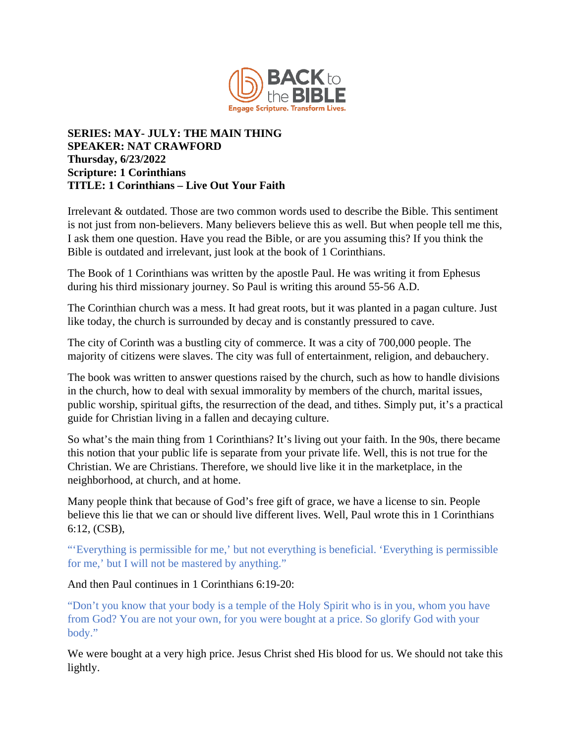**SERIES: MAY- JULY: THE MAIN THING**
**SPEAKER: NAT CRAWFORD**
**Thursday, 6/23/2022**
**Scripture: 1 Corinthians**
**TITLE: 1 Corinthians – Live Out Your Faith**

Irrelevant & outdated. Those are two common words used to describe the Bible. This sentiment is not just from non-believers. Many believers believe this as well. But when people tell me this, I ask them one question. Have you read the Bible, or are you assuming this? If you think the Bible is outdated and irrelevant, just look at the book of 1 Corinthians.

The Book of 1 Corinthians was written by the apostle Paul. He was writing it from Ephesus during his third missionary journey. So Paul is writing this around 55-56 A.D.

The Corinthian church was a mess. It had great roots, but it was planted in a pagan culture. Just like today, the church is surrounded by decay and is constantly pressured to cave.

The city of Corinth was a bustling city of commerce. It was a city of 700,000 people. The majority of citizens were slaves. The city was full of entertainment, religion, and debauchery.

The book was written to answer questions raised by the church, such as how to handle divisions in the church, how to deal with sexual immorality by members of the church, marital issues, public worship, spiritual gifts, the resurrection of the dead, and tithes. Simply put, it's a practical guide for Christian living in a fallen and decaying culture.

So what's the main thing from 1 Corinthians? It's living out your faith. In the 90s, there became this notion that your public life is separate from your private life. Well, this is not true for the Christian. We are Christians. Therefore, we should live like it in the marketplace, in the neighborhood, at church, and at home.

Many people think that because of God's free gift of grace, we have a license to sin. People believe this lie that we can or should live different lives. Well, Paul wrote this in 1 Corinthians 6:12, (CSB),

"'Everything is permissible for me,' but not everything is beneficial. 'Everything is permissible for me,' but I will not be mastered by anything."

And then Paul continues in 1 Corinthians 6:19-20:

"Don't you know that your body is a temple of the Holy Spirit who is in you, whom you have from God? You are not your own, for you were bought at a price. So glorify God with your body."

We were bought at a very high price. Jesus Christ shed His blood for us. We should not take this lightly.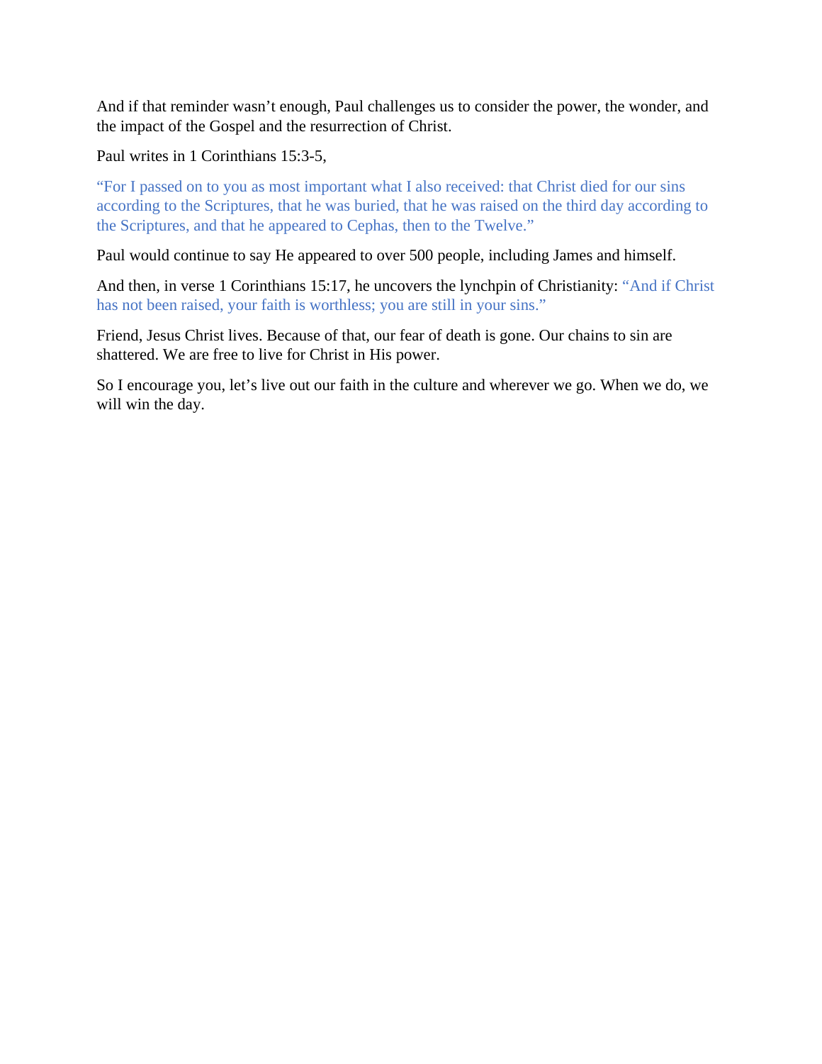And if that reminder wasn't enough, Paul challenges us to consider the power, the wonder, and the impact of the Gospel and the resurrection of Christ.

Paul writes in 1 Corinthians 15:3-5,

"For I passed on to you as most important what I also received: that Christ died for our sins according to the Scriptures, that he was buried, that he was raised on the third day according to the Scriptures, and that he appeared to Cephas, then to the Twelve."

Paul would continue to say He appeared to over 500 people, including James and himself.

And then, in verse 1 Corinthians 15:17, he uncovers the lynchpin of Christianity: "And if Christ has not been raised, your faith is worthless; you are still in your sins."

Friend, Jesus Christ lives. Because of that, our fear of death is gone. Our chains to sin are shattered. We are free to live for Christ in His power.

So I encourage you, let's live out our faith in the culture and wherever we go. When we do, we will win the day.